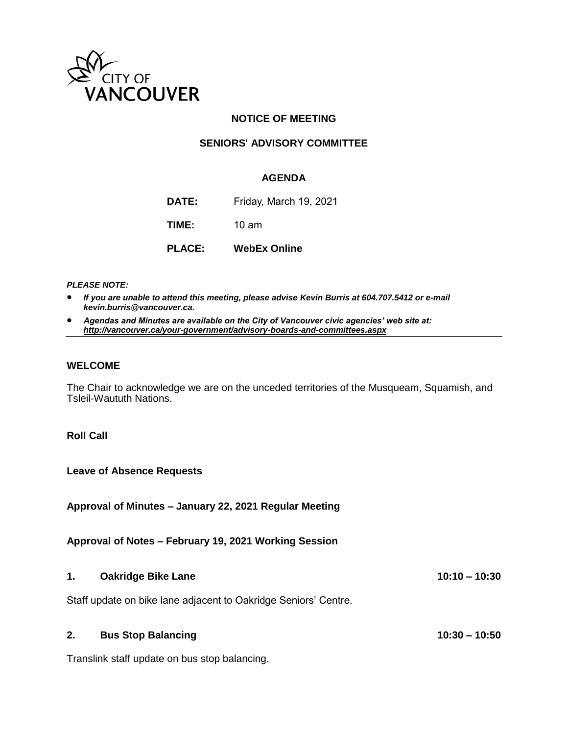CITY OF VANCOUVER

**NOTICE OF MEETING**

**SENIORS' ADVISORY COMMITTEE**

**AGENDA**

**DATE:** Friday, March 19, 2021

**TIME:** 10 am

**PLACE:** **WebEx Online**

***PLEASE NOTE:***

- ***If you are unable to attend this meeting, please advise Kevin Burris at 604.707.5412 or e-mail kevin.burris@vancouver.ca.***
- ***Agendas and Minutes are available on the City of Vancouver civic agencies' web site at: http://vancouver.ca/your-government/advisory-boards-and-committees.aspx***

---

## WELCOME

The Chair to acknowledge we are on the unceded territories of the Musqueam, Squamish, and Tsleil-Waututh Nations.

**Roll Call**

**Leave of Absence Requests**

**Approval of Minutes – January 22, 2021 Regular Meeting**

**Approval of Notes – February 19, 2021 Working Session**

**1. Oakridge Bike Lane** **10:10 – 10:30**

Staff update on bike lane adjacent to Oakridge Seniors' Centre.

**2. Bus Stop Balancing** **10:30 – 10:50**

Translink staff update on bus stop balancing.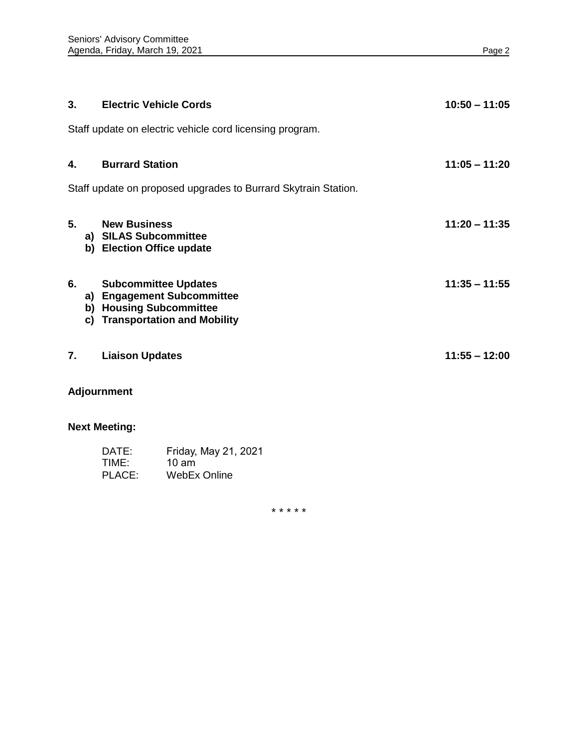**3. Electric Vehicle Cords** **10:50 – 11:05**

Staff update on electric vehicle cord licensing program.

**4. Burrard Station** **11:05 – 11:20**

Staff update on proposed upgrades to Burrard Skytrain Station.

**5. New Business** **11:20 – 11:35**

**a) SILAS Subcommittee**
**b) Election Office update**

**6. Subcommittee Updates** **11:35 – 11:55**

**a) Engagement Subcommittee**
**b) Housing Subcommittee**
**c) Transportation and Mobility**

**7. Liaison Updates** **11:55 – 12:00**

**Adjournment**

**Next Meeting:**

DATE: Friday, May 21, 2021
TIME: 10 am
PLACE: WebEx Online

\* \* \* \* \*